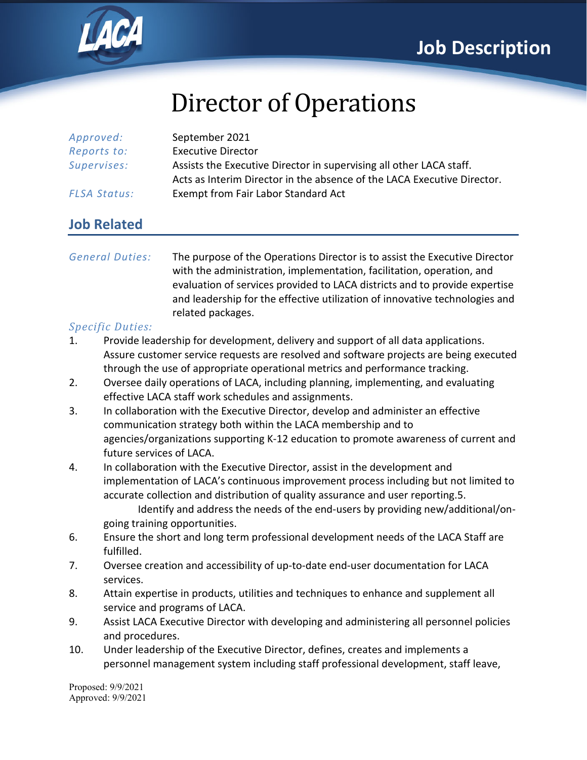# Job Description

# Director of Operations

| | |
|---|---|
| *Approved:* | September 2021 |
| *Reports to:* | Executive Director |
| *Supervises:* | Assists the Executive Director in supervising all other LACA staff. Acts as Interim Director in the absence of the LACA Executive Director. |
| *FLSA Status:* | Exempt from Fair Labor Standard Act |

## Job Related

*General Duties:* The purpose of the Operations Director is to assist the Executive Director with the administration, implementation, facilitation, operation, and evaluation of services provided to LACA districts and to provide expertise and leadership for the effective utilization of innovative technologies and related packages.

*Specific Duties:*

1. Provide leadership for development, delivery and support of all data applications. Assure customer service requests are resolved and software projects are being executed through the use of appropriate operational metrics and performance tracking.
2. Oversee daily operations of LACA, including planning, implementing, and evaluating effective LACA staff work schedules and assignments.
3. In collaboration with the Executive Director, develop and administer an effective communication strategy both within the LACA membership and to agencies/organizations supporting K-12 education to promote awareness of current and future services of LACA.
4. In collaboration with the Executive Director, assist in the development and implementation of LACA's continuous improvement process including but not limited to accurate collection and distribution of quality assurance and user reporting.
5. Identify and address the needs of the end-users by providing new/additional/on-going training opportunities.
6. Ensure the short and long term professional development needs of the LACA Staff are fulfilled.
7. Oversee creation and accessibility of up-to-date end-user documentation for LACA services.
8. Attain expertise in products, utilities and techniques to enhance and supplement all service and programs of LACA.
9. Assist LACA Executive Director with developing and administering all personnel policies and procedures.
10. Under leadership of the Executive Director, defines, creates and implements a personnel management system including staff professional development, staff leave,

Proposed: 9/9/2021
Approved: 9/9/2021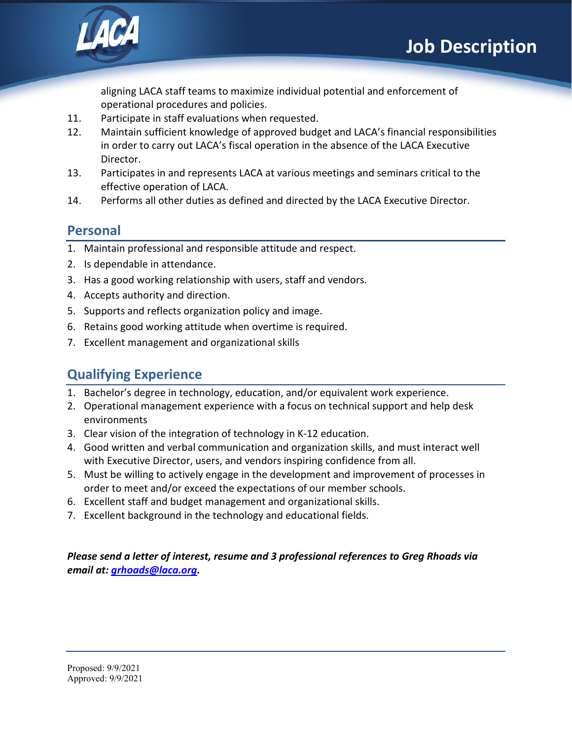aligning LACA staff teams to maximize individual potential and enforcement of operational procedures and policies.

11. Participate in staff evaluations when requested.
12. Maintain sufficient knowledge of approved budget and LACA's financial responsibilities in order to carry out LACA's fiscal operation in the absence of the LACA Executive Director.
13. Participates in and represents LACA at various meetings and seminars critical to the effective operation of LACA.
14. Performs all other duties as defined and directed by the LACA Executive Director.

## Personal

1. Maintain professional and responsible attitude and respect.
2. Is dependable in attendance.
3. Has a good working relationship with users, staff and vendors.
4. Accepts authority and direction.
5. Supports and reflects organization policy and image.
6. Retains good working attitude when overtime is required.
7. Excellent management and organizational skills

## Qualifying Experience

1. Bachelor's degree in technology, education, and/or equivalent work experience.
2. Operational management experience with a focus on technical support and help desk environments
3. Clear vision of the integration of technology in K-12 education.
4. Good written and verbal communication and organization skills, and must interact well with Executive Director, users, and vendors inspiring confidence from all.
5. Must be willing to actively engage in the development and improvement of processes in order to meet and/or exceed the expectations of our member schools.
6. Excellent staff and budget management and organizational skills.
7. Excellent background in the technology and educational fields.

***Please send a letter of interest, resume and 3 professional references to Greg Rhoads via email at: grhoads@laca.org.***

Proposed: 9/9/2021
Approved: 9/9/2021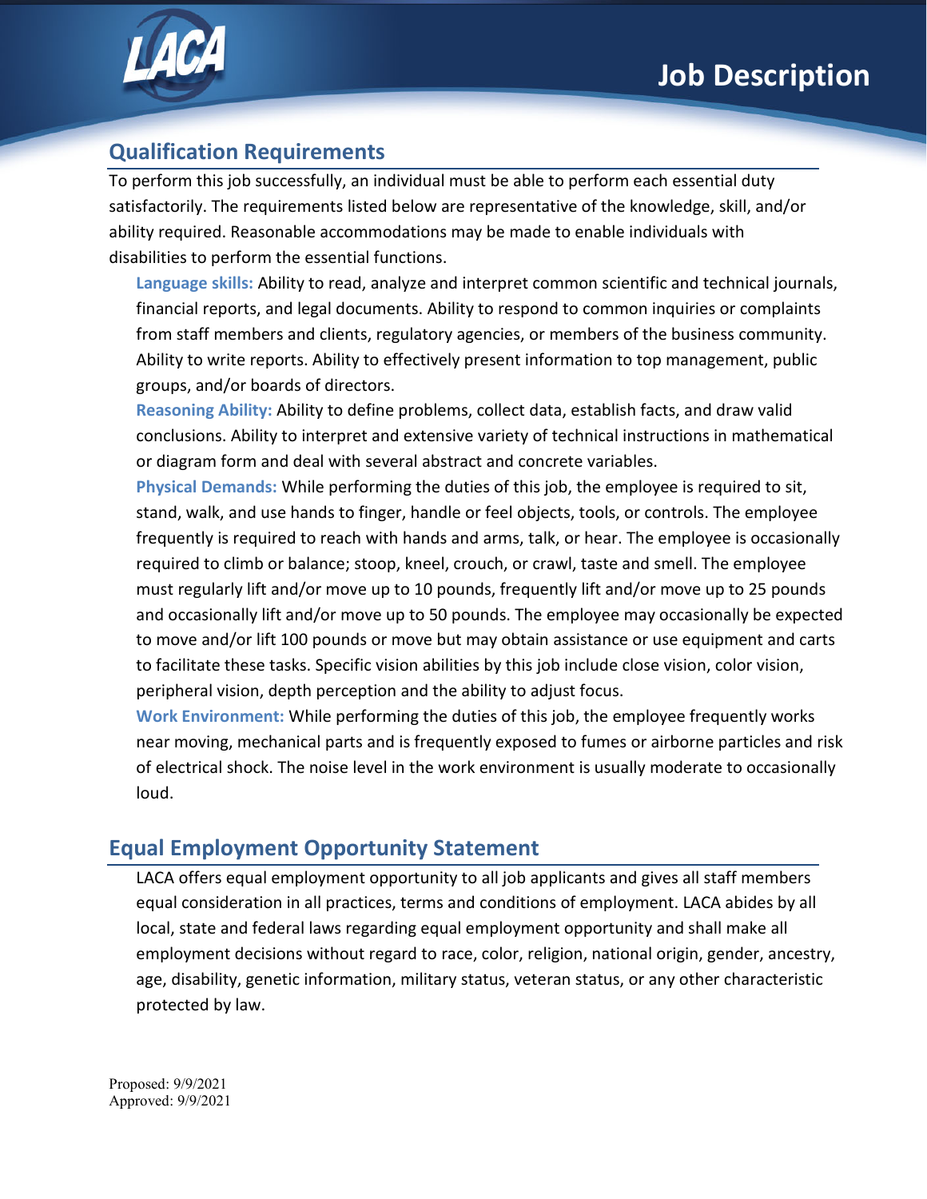# Job Description

## Qualification Requirements

To perform this job successfully, an individual must be able to perform each essential duty satisfactorily. The requirements listed below are representative of the knowledge, skill, and/or ability required. Reasonable accommodations may be made to enable individuals with disabilities to perform the essential functions.

**Language skills:** Ability to read, analyze and interpret common scientific and technical journals, financial reports, and legal documents. Ability to respond to common inquiries or complaints from staff members and clients, regulatory agencies, or members of the business community. Ability to write reports. Ability to effectively present information to top management, public groups, and/or boards of directors.

**Reasoning Ability:** Ability to define problems, collect data, establish facts, and draw valid conclusions. Ability to interpret and extensive variety of technical instructions in mathematical or diagram form and deal with several abstract and concrete variables.

**Physical Demands:** While performing the duties of this job, the employee is required to sit, stand, walk, and use hands to finger, handle or feel objects, tools, or controls. The employee frequently is required to reach with hands and arms, talk, or hear. The employee is occasionally required to climb or balance; stoop, kneel, crouch, or crawl, taste and smell. The employee must regularly lift and/or move up to 10 pounds, frequently lift and/or move up to 25 pounds and occasionally lift and/or move up to 50 pounds. The employee may occasionally be expected to move and/or lift 100 pounds or move but may obtain assistance or use equipment and carts to facilitate these tasks. Specific vision abilities by this job include close vision, color vision, peripheral vision, depth perception and the ability to adjust focus.

**Work Environment:** While performing the duties of this job, the employee frequently works near moving, mechanical parts and is frequently exposed to fumes or airborne particles and risk of electrical shock. The noise level in the work environment is usually moderate to occasionally loud.

## Equal Employment Opportunity Statement

LACA offers equal employment opportunity to all job applicants and gives all staff members equal consideration in all practices, terms and conditions of employment. LACA abides by all local, state and federal laws regarding equal employment opportunity and shall make all employment decisions without regard to race, color, religion, national origin, gender, ancestry, age, disability, genetic information, military status, veteran status, or any other characteristic protected by law.

Proposed: 9/9/2021
Approved: 9/9/2021